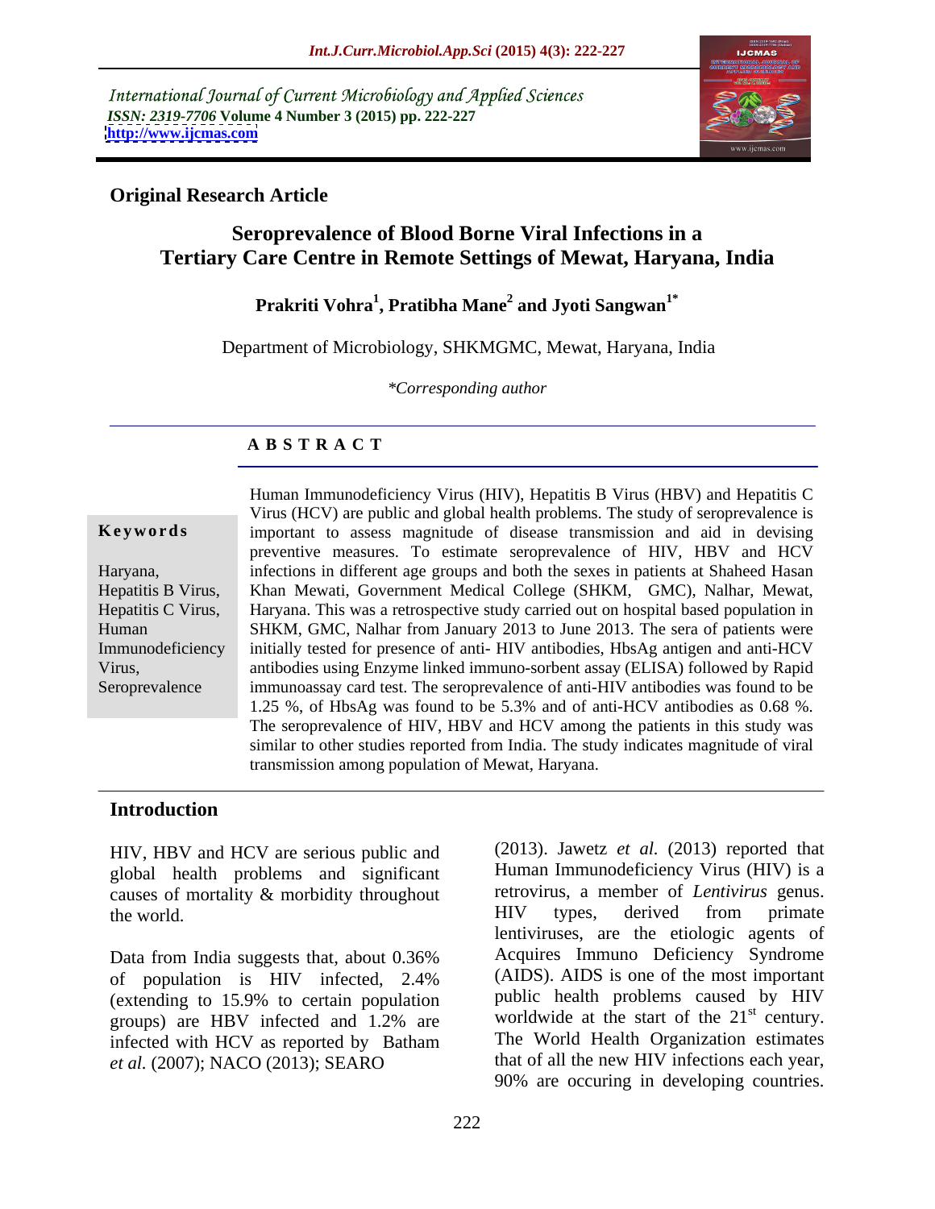International Journal of Current Microbiology and Applied Sciences
*ISSN: 2319-7706* **Volume 4 Number 3 (2015) pp. 222-227**
**http://www.ijcmas.com**

**Original Research Article**

# Seroprevalence of Blood Borne Viral Infections in a Tertiary Care Centre in Remote Settings of Mewat, Haryana, India

**Prakriti Vohra[1], Pratibha Mane[2] and Jyoti Sangwan[1*]**

Department of Microbiology, SHKMGMC, Mewat, Haryana, India

*\*Corresponding author*

## A B S T R A C T

**Keywords**

Haryana, Hepatitis B Virus, Hepatitis C Virus, Human Immunodeficiency Virus, Seroprevalence

Human Immunodeficiency Virus (HIV), Hepatitis B Virus (HBV) and Hepatitis C Virus (HCV) are public and global health problems. The study of seroprevalence is important to assess magnitude of disease transmission and aid in devising preventive measures. To estimate seroprevalence of HIV, HBV and HCV infections in different age groups and both the sexes in patients at Shaheed Hasan Khan Mewati, Government Medical College (SHKM, GMC), Nalhar, Mewat, Haryana. This was a retrospective study carried out on hospital based population in SHKM, GMC, Nalhar from January 2013 to June 2013. The sera of patients were initially tested for presence of anti- HIV antibodies, HbsAg antigen and anti-HCV antibodies using Enzyme linked immuno-sorbent assay (ELISA) followed by Rapid immunoassay card test. The seroprevalence of anti-HIV antibodies was found to be 1.25 %, of HbsAg was found to be 5.3% and of anti-HCV antibodies as 0.68 %. The seroprevalence of HIV, HBV and HCV among the patients in this study was similar to other studies reported from India. The study indicates magnitude of viral transmission among population of Mewat, Haryana.

## Introduction

HIV, HBV and HCV are serious public and global health problems and significant causes of mortality & morbidity throughout the world.

Data from India suggests that, about 0.36% of population is HIV infected, 2.4% (extending to 15.9% to certain population groups) are HBV infected and 1.2% are infected with HCV as reported by Batham *et al.* (2007); NACO (2013); SEARO (2013). Jawetz *et al.* (2013) reported that Human Immunodeficiency Virus (HIV) is a retrovirus, a member of *Lentivirus* genus. HIV types, derived from primate lentiviruses, are the etiologic agents of Acquires Immuno Deficiency Syndrome (AIDS). AIDS is one of the most important public health problems caused by HIV worldwide at the start of the 21$^{st}$ century. The World Health Organization estimates that of all the new HIV infections each year, 90% are occuring in developing countries.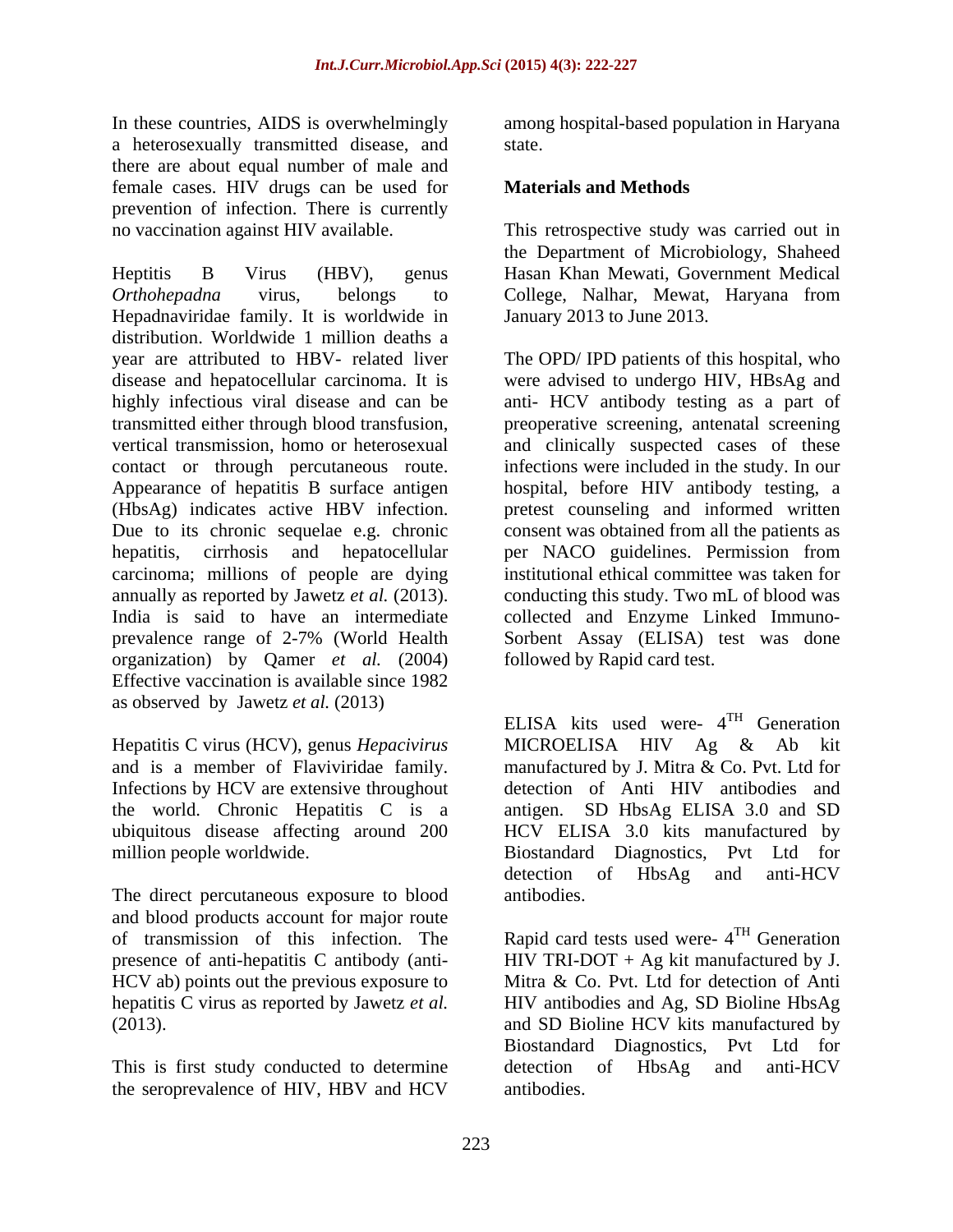In these countries, AIDS is overwhelmingly a heterosexually transmitted disease, and there are about equal number of male and female cases. HIV drugs can be used for prevention of infection. There is currently no vaccination against HIV available.

Heptitis B Virus (HBV), genus *Orthohepadna* virus, belongs to Hepadnaviridae family. It is worldwide in distribution. Worldwide 1 million deaths a year are attributed to HBV- related liver disease and hepatocellular carcinoma. It is highly infectious viral disease and can be transmitted either through blood transfusion, vertical transmission, homo or heterosexual contact or through percutaneous route. Appearance of hepatitis B surface antigen (HbsAg) indicates active HBV infection. Due to its chronic sequelae e.g. chronic hepatitis, cirrhosis and hepatocellular carcinoma; millions of people are dying annually as reported by Jawetz *et al.* (2013). India is said to have an intermediate prevalence range of 2-7% (World Health organization) by Qamer *et al.* (2004) Effective vaccination is available since 1982 as observed by Jawetz *et al.* (2013)

Hepatitis C virus (HCV), genus *Hepacivirus* and is a member of Flaviviridae family. Infections by HCV are extensive throughout the world. Chronic Hepatitis C is a ubiquitous disease affecting around 200 million people worldwide.

The direct percutaneous exposure to blood and blood products account for major route of transmission of this infection. The presence of anti-hepatitis C antibody (anti-HCV ab) points out the previous exposure to hepatitis C virus as reported by Jawetz *et al.* (2013).

This is first study conducted to determine the seroprevalence of HIV, HBV and HCV among hospital-based population in Haryana state.

## Materials and Methods

This retrospective study was carried out in the Department of Microbiology, Shaheed Hasan Khan Mewati, Government Medical College, Nalhar, Mewat, Haryana from January 2013 to June 2013.

The OPD/ IPD patients of this hospital, who were advised to undergo HIV, HBsAg and anti- HCV antibody testing as a part of preoperative screening, antenatal screening and clinically suspected cases of these infections were included in the study. In our hospital, before HIV antibody testing, a pretest counseling and informed written consent was obtained from all the patients as per NACO guidelines. Permission from institutional ethical committee was taken for conducting this study. Two mL of blood was collected and Enzyme Linked Immuno-Sorbent Assay (ELISA) test was done followed by Rapid card test.

ELISA kits used were- 4$^{TH}$ Generation MICROELISA HIV Ag & Ab kit manufactured by J. Mitra & Co. Pvt. Ltd for detection of Anti HIV antibodies and antigen. SD HbsAg ELISA 3.0 and SD HCV ELISA 3.0 kits manufactured by Biostandard Diagnostics, Pvt Ltd for detection of HbsAg and anti-HCV antibodies.

Rapid card tests used were- 4$^{TH}$ Generation HIV TRI-DOT + Ag kit manufactured by J. Mitra & Co. Pvt. Ltd for detection of Anti HIV antibodies and Ag, SD Bioline HbsAg and SD Bioline HCV kits manufactured by Biostandard Diagnostics, Pvt Ltd for detection of HbsAg and anti-HCV antibodies.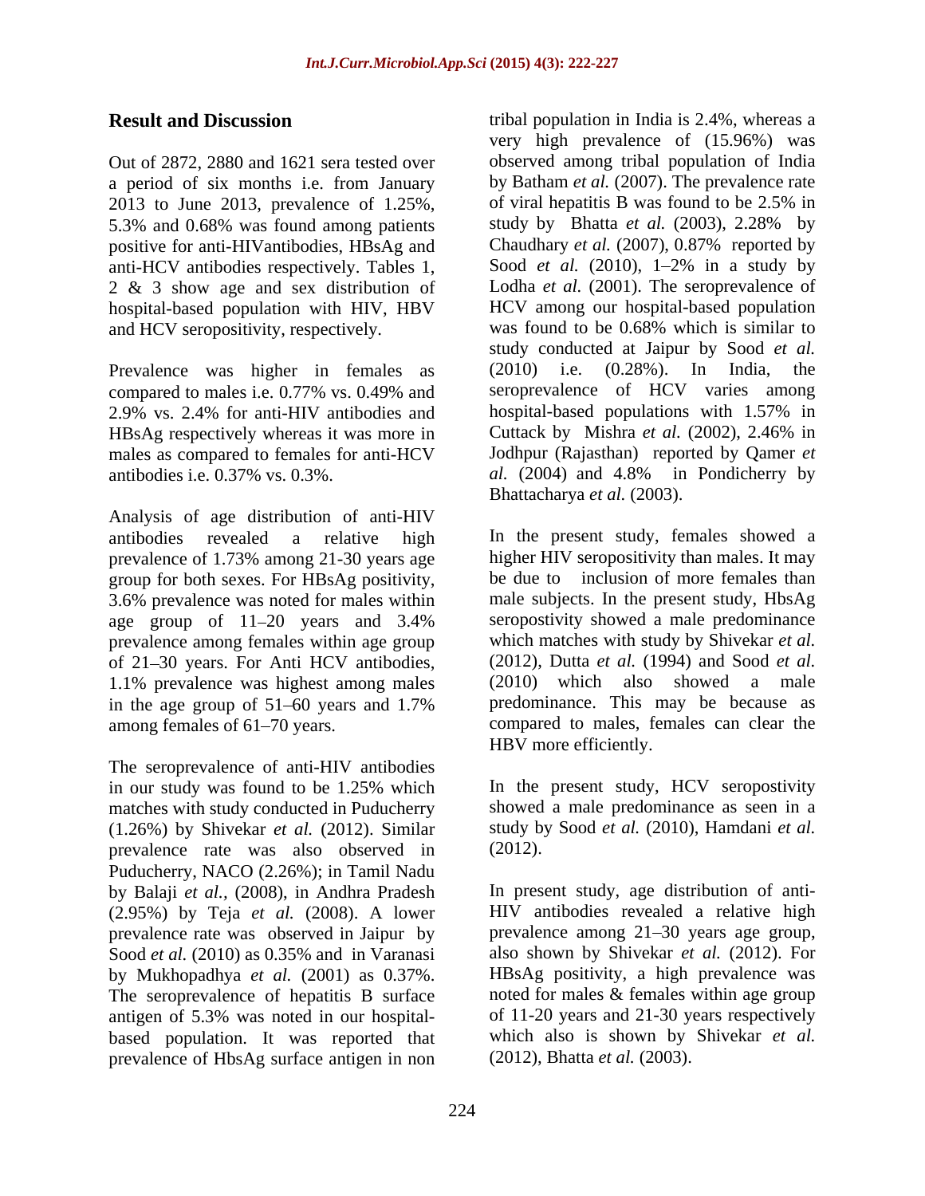## Result and Discussion

Out of 2872, 2880 and 1621 sera tested over a period of six months i.e. from January 2013 to June 2013, prevalence of 1.25%, 5.3% and 0.68% was found among patients positive for anti-HIVantibodies, HBsAg and anti-HCV antibodies respectively. Tables 1, 2 & 3 show age and sex distribution of hospital-based population with HIV, HBV and HCV seropositivity, respectively.

Prevalence was higher in females as compared to males i.e. 0.77% vs. 0.49% and 2.9% vs. 2.4% for anti-HIV antibodies and HBsAg respectively whereas it was more in males as compared to females for anti-HCV antibodies i.e. 0.37% vs. 0.3%.

Analysis of age distribution of anti-HIV antibodies revealed a relative high prevalence of 1.73% among 21-30 years age group for both sexes. For HBsAg positivity, 3.6% prevalence was noted for males within age group of 11–20 years and 3.4% prevalence among females within age group of 21–30 years. For Anti HCV antibodies, 1.1% prevalence was highest among males in the age group of 51–60 years and 1.7% among females of 61–70 years.

The seroprevalence of anti-HIV antibodies in our study was found to be 1.25% which matches with study conducted in Puducherry (1.26%) by Shivekar *et al.* (2012). Similar prevalence rate was also observed in Puducherry, NACO (2.26%); in Tamil Nadu by Balaji *et al.*, (2008), in Andhra Pradesh (2.95%) by Teja *et al.* (2008). A lower prevalence rate was observed in Jaipur by Sood *et al.* (2010) as 0.35% and in Varanasi by Mukhopadhya *et al.* (2001) as 0.37%. The seroprevalence of hepatitis B surface antigen of 5.3% was noted in our hospital-based population. It was reported that prevalence of HbsAg surface antigen in non tribal population in India is 2.4%, whereas a very high prevalence of (15.96%) was observed among tribal population of India by Batham *et al.* (2007). The prevalence rate of viral hepatitis B was found to be 2.5% in study by Bhatta *et al.* (2003), 2.28% by Chaudhary *et al.* (2007), 0.87% reported by Sood *et al.* (2010), 1–2% in a study by Lodha *et al.* (2001). The seroprevalence of HCV among our hospital-based population was found to be 0.68% which is similar to study conducted at Jaipur by Sood *et al.* (2010) i.e. (0.28%). In India, the seroprevalence of HCV varies among hospital-based populations with 1.57% in Cuttack by Mishra *et al.* (2002), 2.46% in Jodhpur (Rajasthan) reported by Qamer *et al.* (2004) and 4.8% in Pondicherry by Bhattacharya *et al.* (2003).

In the present study, females showed a higher HIV seropositivity than males. It may be due to inclusion of more females than male subjects. In the present study, HbsAg seropostivity showed a male predominance which matches with study by Shivekar *et al.* (2012), Dutta *et al.* (1994) and Sood *et al.* (2010) which also showed a male predominance. This may be because as compared to males, females can clear the HBV more efficiently.

In the present study, HCV seropostivity showed a male predominance as seen in a study by Sood *et al.* (2010), Hamdani *et al.* (2012).

In present study, age distribution of anti-HIV antibodies revealed a relative high prevalence among 21–30 years age group, also shown by Shivekar *et al.* (2012). For HBsAg positivity, a high prevalence was noted for males & females within age group of 11-20 years and 21-30 years respectively which also is shown by Shivekar *et al.* (2012), Bhatta *et al.* (2003).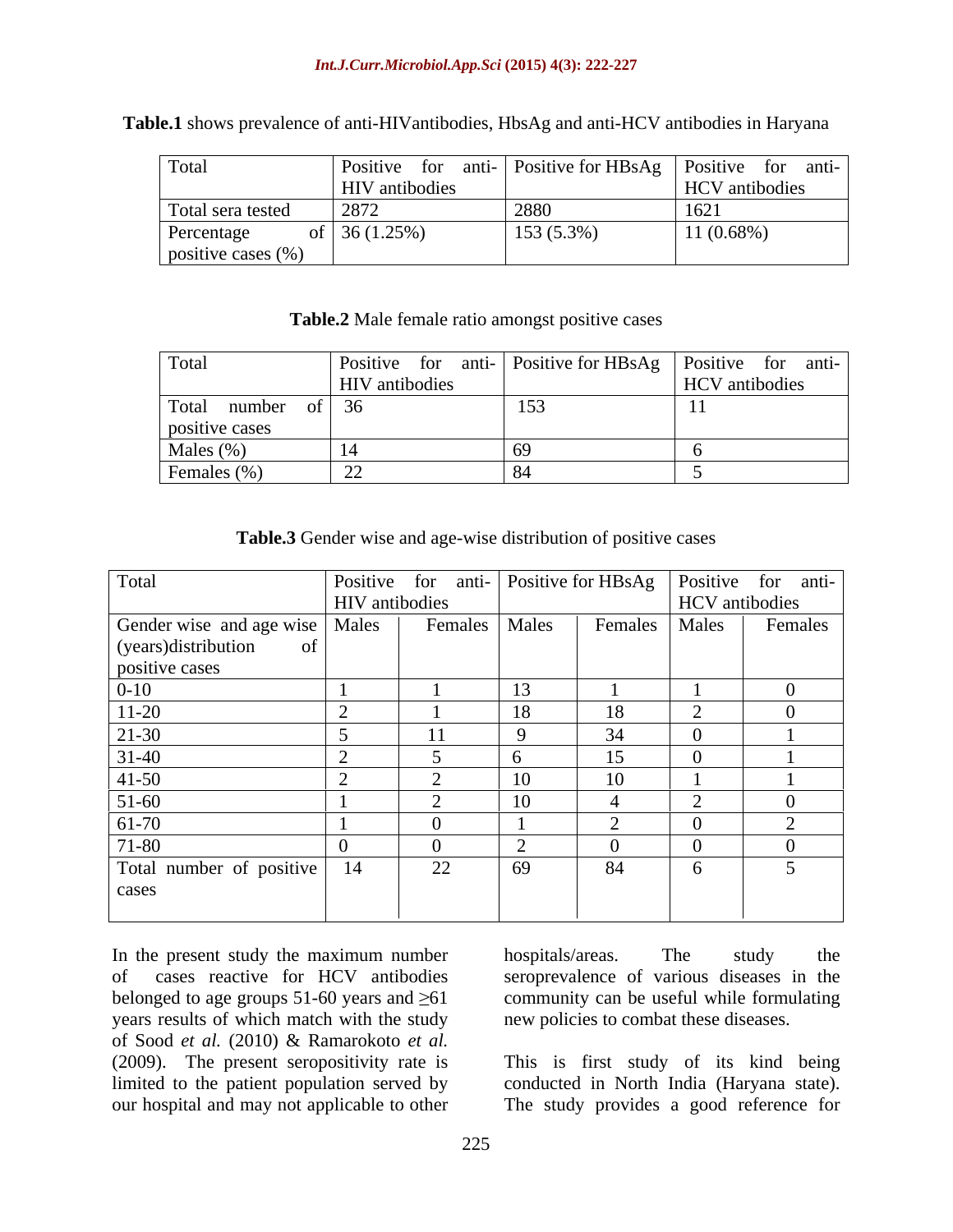**Table.1** shows prevalence of anti-HIVantibodies, HbsAg and anti-HCV antibodies in Haryana

| Total | Positive for anti-HIV antibodies | Positive for HBsAg | Positive for anti-HCV antibodies |
|---|---|---|---|
| Total sera tested | 2872 | 2880 | 1621 |
| Percentage of positive cases (%) | 36 (1.25%) | 153 (5.3%) | 11 (0.68%) |

**Table.2** Male female ratio amongst positive cases

| Total | Positive for anti-HIV antibodies | Positive for HBsAg | Positive for anti-HCV antibodies |
|---|---|---|---|
| Total number of positive cases | 36 | 153 | 11 |
| Males (%) | 14 | 69 | 6 |
| Females (%) | 22 | 84 | 5 |

**Table.3** Gender wise and age-wise distribution of positive cases

| Total | Positive for anti-HIV antibodies | | Positive for HBsAg | | Positive for anti-HCV antibodies | |
|---|---|---|---|---|---|---|
| Gender wise and age wise (years)distribution of positive cases | Males | Females | Males | Females | Males | Females |
| 0-10 | 1 | 1 | 13 | 1 | 1 | 0 |
| 11-20 | 2 | 1 | 18 | 18 | 2 | 0 |
| 21-30 | 5 | 11 | 9 | 34 | 0 | 1 |
| 31-40 | 2 | 5 | 6 | 15 | 0 | 1 |
| 41-50 | 2 | 2 | 10 | 10 | 1 | 1 |
| 51-60 | 1 | 2 | 10 | 4 | 2 | 0 |
| 61-70 | 1 | 0 | 1 | 2 | 0 | 2 |
| 71-80 | 0 | 0 | 2 | 0 | 0 | 0 |
| Total number of positive cases | 14 | 22 | 69 | 84 | 6 | 5 |

In the present study the maximum number of cases reactive for HCV antibodies belonged to age groups 51-60 years and ≥61 years results of which match with the study of Sood *et al.* (2010) & Ramarokoto *et al.* (2009). The present seropositivity rate is limited to the patient population served by our hospital and may not applicable to other hospitals/areas. The study the seroprevalence of various diseases in the community can be useful while formulating new policies to combat these diseases.

This is first study of its kind being conducted in North India (Haryana state). The study provides a good reference for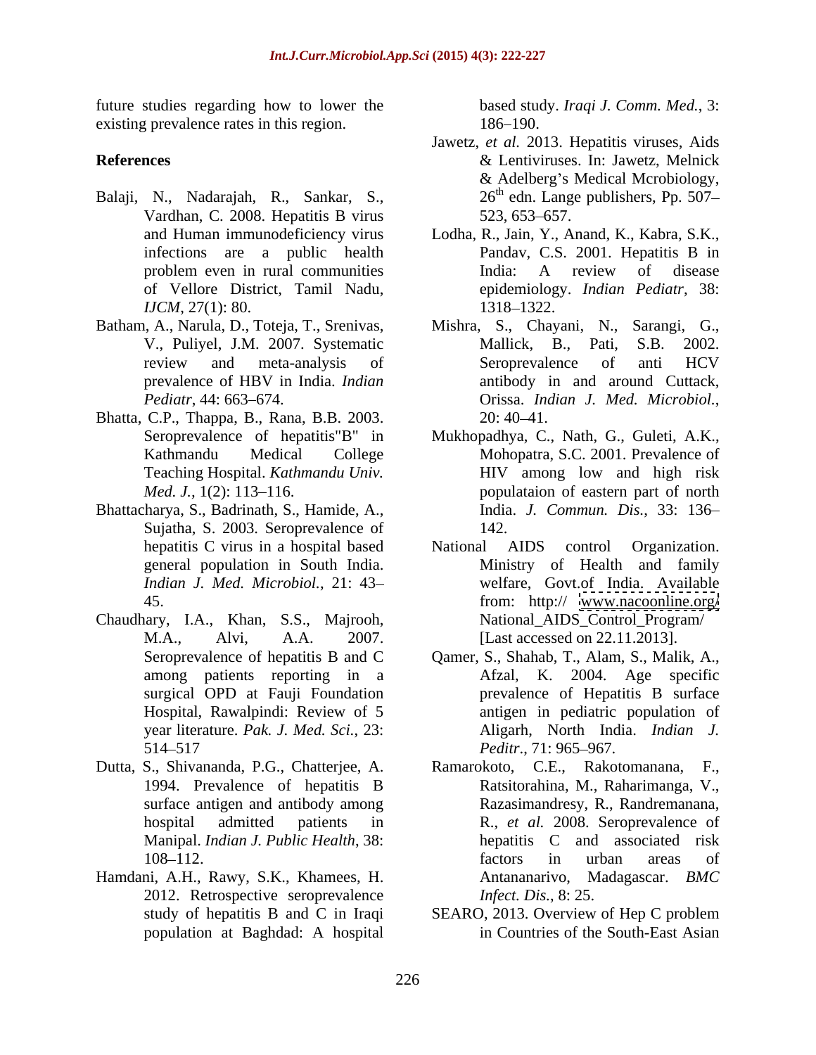future studies regarding how to lower the existing prevalence rates in this region.

## References

Balaji, N., Nadarajah, R., Sankar, S., Vardhan, C. 2008. Hepatitis B virus and Human immunodeficiency virus infections are a public health problem even in rural communities of Vellore District, Tamil Nadu, *IJCM*, 27(1): 80.

Batham, A., Narula, D., Toteja, T., Srenivas, V., Puliyel, J.M. 2007. Systematic review and meta-analysis of prevalence of HBV in India. *Indian Pediatr*, 44: 663–674.

Bhatta, C.P., Thappa, B., Rana, B.B. 2003. Seroprevalence of hepatitis"B" in Kathmandu Medical College Teaching Hospital. *Kathmandu Univ. Med. J.*, 1(2): 113–116.

Bhattacharya, S., Badrinath, S., Hamide, A., Sujatha, S. 2003. Seroprevalence of hepatitis C virus in a hospital based general population in South India. *Indian J. Med. Microbiol.*, 21: 43–45.

Chaudhary, I.A., Khan, S.S., Majrooh, M.A., Alvi, A.A. 2007. Seroprevalence of hepatitis B and C among patients reporting in a surgical OPD at Fauji Foundation Hospital, Rawalpindi: Review of 5 year literature. *Pak. J. Med. Sci.*, 23: 514–517

Dutta, S., Shivananda, P.G., Chatterjee, A. 1994. Prevalence of hepatitis B surface antigen and antibody among hospital admitted patients in Manipal. *Indian J. Public Health*, 38: 108–112.

Hamdani, A.H., Rawy, S.K., Khamees, H. 2012. Retrospective seroprevalence study of hepatitis B and C in Iraqi population at Baghdad: A hospital based study. *Iraqi J. Comm. Med.*, 3: 186–190.

Jawetz, *et al.* 2013. Hepatitis viruses, Aids & Lentiviruses. In: Jawetz, Melnick & Adelberg's Medical Mcrobiology, 26th edn. Lange publishers, Pp. 507–523, 653–657.

Lodha, R., Jain, Y., Anand, K., Kabra, S.K., Pandav, C.S. 2001. Hepatitis B in India: A review of disease epidemiology. *Indian Pediatr*, 38: 1318–1322.

Mishra, S., Chayani, N., Sarangi, G., Mallick, B., Pati, S.B. 2002. Seroprevalence of anti HCV antibody in and around Cuttack, Orissa. *Indian J. Med. Microbiol.*, 20: 40–41.

Mukhopadhya, C., Nath, G., Guleti, A.K., Mohopatra, S.C. 2001. Prevalence of HIV among low and high risk populataion of eastern part of north India. *J. Commun. Dis.*, 33: 136–142.

National AIDS control Organization. Ministry of Health and family welfare, Govt.of India. Available from: http:// www.nacoonline.org/National_AIDS_Control_Program/ [Last accessed on 22.11.2013].

Qamer, S., Shahab, T., Alam, S., Malik, A., Afzal, K. 2004. Age specific prevalence of Hepatitis B surface antigen in pediatric population of Aligarh, North India. *Indian J. Peditr.*, 71: 965–967.

Ramarokoto, C.E., Rakotomanana, F., Ratsitorahina, M., Raharimanga, V., Razasimandresy, R., Randremanana, R., *et al.* 2008. Seroprevalence of hepatitis C and associated risk factors in urban areas of Antananarivo, Madagascar. *BMC Infect. Dis.*, 8: 25.

SEARO, 2013. Overview of Hep C problem in Countries of the South-East Asian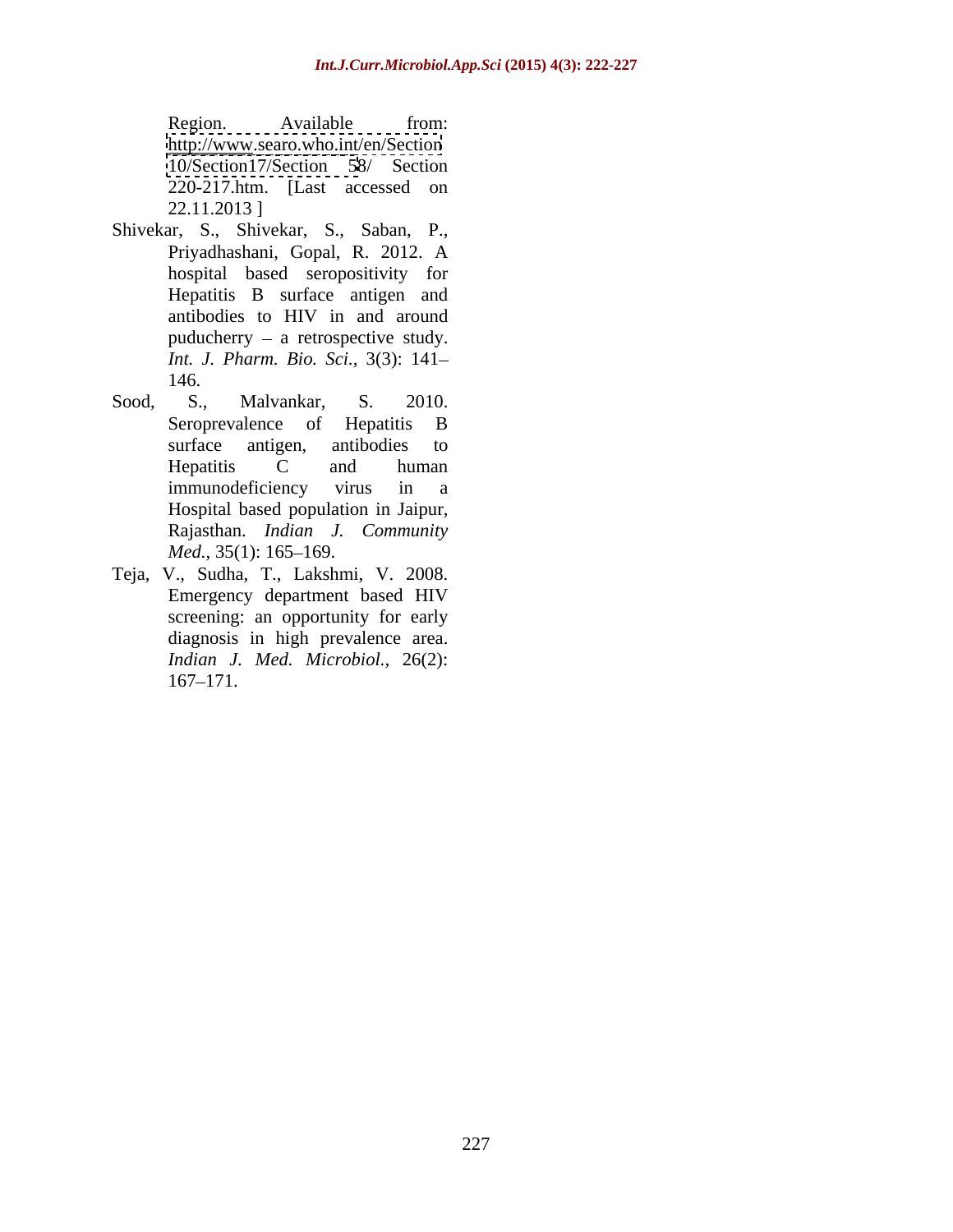Region. Available from: http://www.searo.who.int/en/Section10/Section17/Section 58/ Section 220-217.htm. [Last accessed on 22.11.2013 ]

Shivekar, S., Shivekar, S., Saban, P., Priyadhashani, Gopal, R. 2012. A hospital based seropositivity for Hepatitis B surface antigen and antibodies to HIV in and around puducherry – a retrospective study. *Int. J. Pharm. Bio. Sci.*, 3(3): 141–146.

Sood, S., Malvankar, S. 2010. Seroprevalence of Hepatitis B surface antigen, antibodies to Hepatitis C and human immunodeficiency virus in a Hospital based population in Jaipur, Rajasthan. *Indian J. Community Med.*, 35(1): 165–169.

Teja, V., Sudha, T., Lakshmi, V. 2008. Emergency department based HIV screening: an opportunity for early diagnosis in high prevalence area. *Indian J. Med. Microbiol.*, 26(2): 167–171.